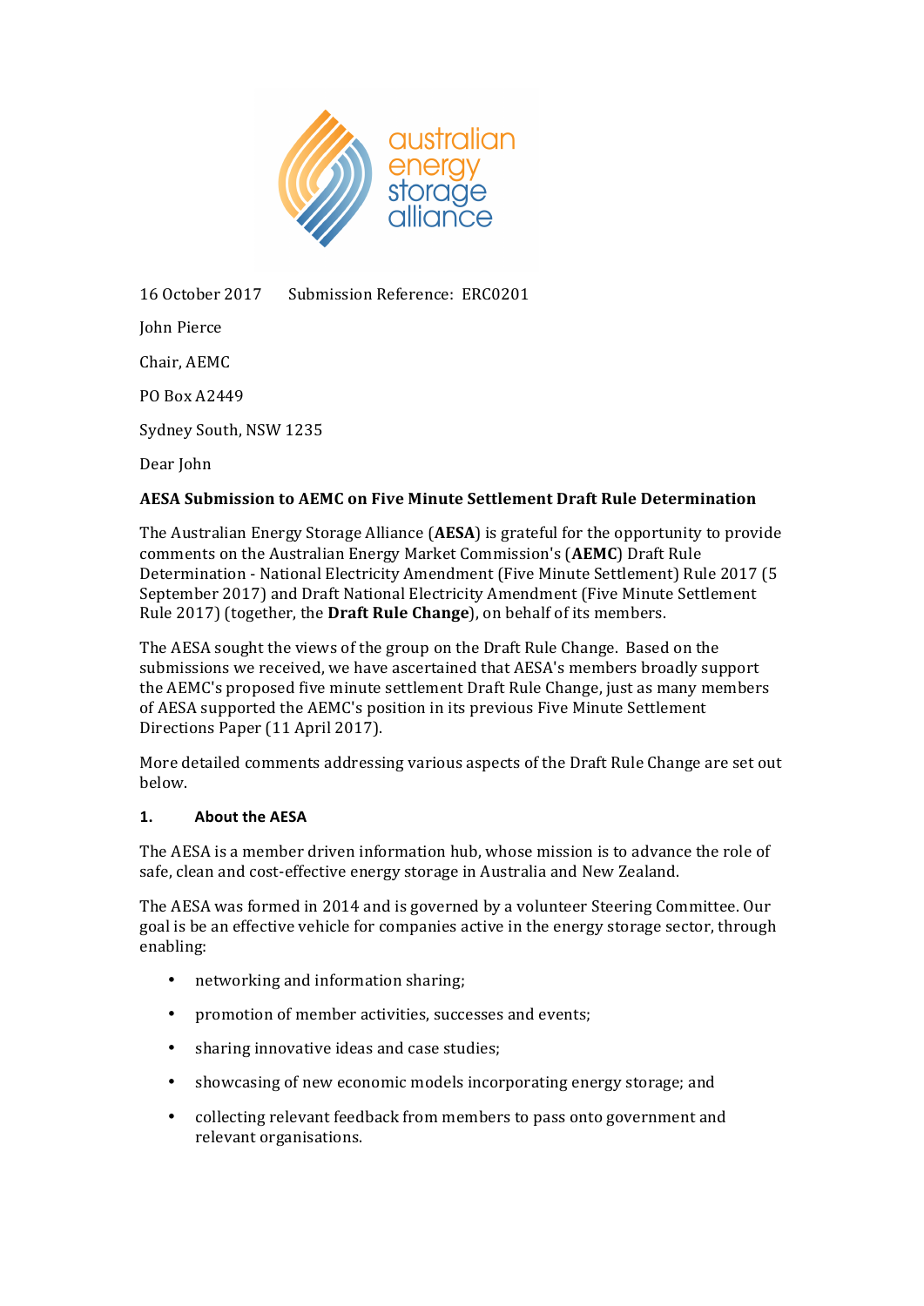16 October 2017 Submission Reference: ERC0201

John Pierce

Chair, AEMC

PO Box A2449

Sydney South, NSW 1235

Dear John

**AESA Submission to AEMC on Five Minute Settlement Draft Rule Determination**

The Australian Energy Storage Alliance (**AESA**) is grateful for the opportunity to provide comments on the Australian Energy Market Commission's (**AEMC**) Draft Rule Determination - National Electricity Amendment (Five Minute Settlement) Rule 2017 (5 September 2017) and Draft National Electricity Amendment (Five Minute Settlement Rule 2017) (together, the **Draft Rule Change**), on behalf of its members.

The AESA sought the views of the group on the Draft Rule Change. Based on the submissions we received, we have ascertained that AESA's members broadly support the AEMC's proposed five minute settlement Draft Rule Change, just as many members of AESA supported the AEMC's position in its previous Five Minute Settlement Directions Paper (11 April 2017).

More detailed comments addressing various aspects of the Draft Rule Change are set out below.

## 1. About the AESA

The AESA is a member driven information hub, whose mission is to advance the role of safe, clean and cost-effective energy storage in Australia and New Zealand.

The AESA was formed in 2014 and is governed by a volunteer Steering Committee. Our goal is be an effective vehicle for companies active in the energy storage sector, through enabling:

- networking and information sharing;
- promotion of member activities, successes and events;
- sharing innovative ideas and case studies;
- showcasing of new economic models incorporating energy storage; and
- collecting relevant feedback from members to pass onto government and relevant organisations.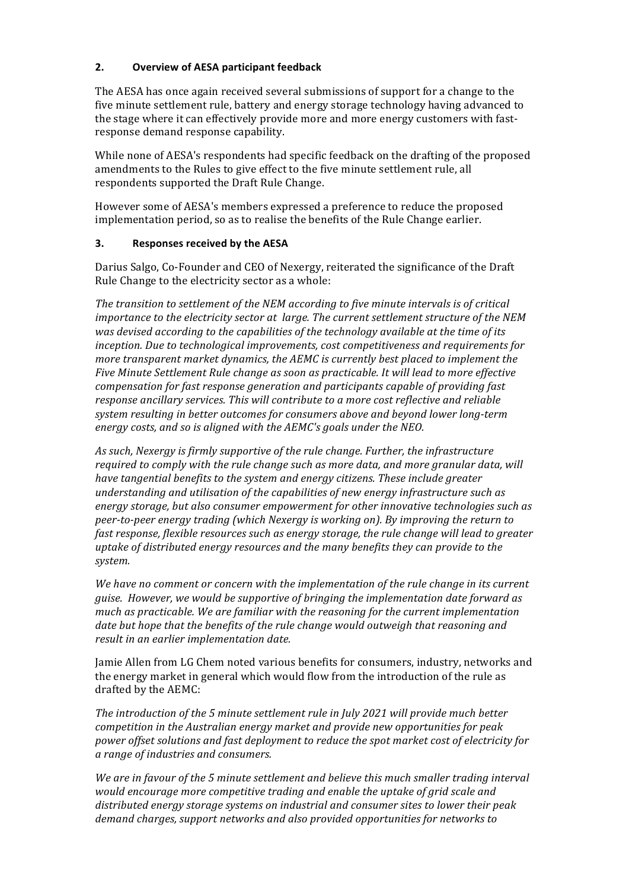## 2. Overview of AESA participant feedback

The AESA has once again received several submissions of support for a change to the five minute settlement rule, battery and energy storage technology having advanced to the stage where it can effectively provide more and more energy customers with fast-response demand response capability.

While none of AESA's respondents had specific feedback on the drafting of the proposed amendments to the Rules to give effect to the five minute settlement rule, all respondents supported the Draft Rule Change.

However some of AESA's members expressed a preference to reduce the proposed implementation period, so as to realise the benefits of the Rule Change earlier.

## 3. Responses received by the AESA

Darius Salgo, Co-Founder and CEO of Nexergy, reiterated the significance of the Draft Rule Change to the electricity sector as a whole:

*The transition to settlement of the NEM according to five minute intervals is of critical importance to the electricity sector at large. The current settlement structure of the NEM was devised according to the capabilities of the technology available at the time of its inception. Due to technological improvements, cost competitiveness and requirements for more transparent market dynamics, the AEMC is currently best placed to implement the Five Minute Settlement Rule change as soon as practicable. It will lead to more effective compensation for fast response generation and participants capable of providing fast response ancillary services. This will contribute to a more cost reflective and reliable system resulting in better outcomes for consumers above and beyond lower long-term energy costs, and so is aligned with the AEMC's goals under the NEO.*

*As such, Nexergy is firmly supportive of the rule change. Further, the infrastructure required to comply with the rule change such as more data, and more granular data, will have tangential benefits to the system and energy citizens. These include greater understanding and utilisation of the capabilities of new energy infrastructure such as energy storage, but also consumer empowerment for other innovative technologies such as peer-to-peer energy trading (which Nexergy is working on). By improving the return to fast response, flexible resources such as energy storage, the rule change will lead to greater uptake of distributed energy resources and the many benefits they can provide to the system.*

*We have no comment or concern with the implementation of the rule change in its current guise. However, we would be supportive of bringing the implementation date forward as much as practicable. We are familiar with the reasoning for the current implementation date but hope that the benefits of the rule change would outweigh that reasoning and result in an earlier implementation date.*

Jamie Allen from LG Chem noted various benefits for consumers, industry, networks and the energy market in general which would flow from the introduction of the rule as drafted by the AEMC:

*The introduction of the 5 minute settlement rule in July 2021 will provide much better competition in the Australian energy market and provide new opportunities for peak power offset solutions and fast deployment to reduce the spot market cost of electricity for a range of industries and consumers.*

*We are in favour of the 5 minute settlement and believe this much smaller trading interval would encourage more competitive trading and enable the uptake of grid scale and distributed energy storage systems on industrial and consumer sites to lower their peak demand charges, support networks and also provided opportunities for networks to*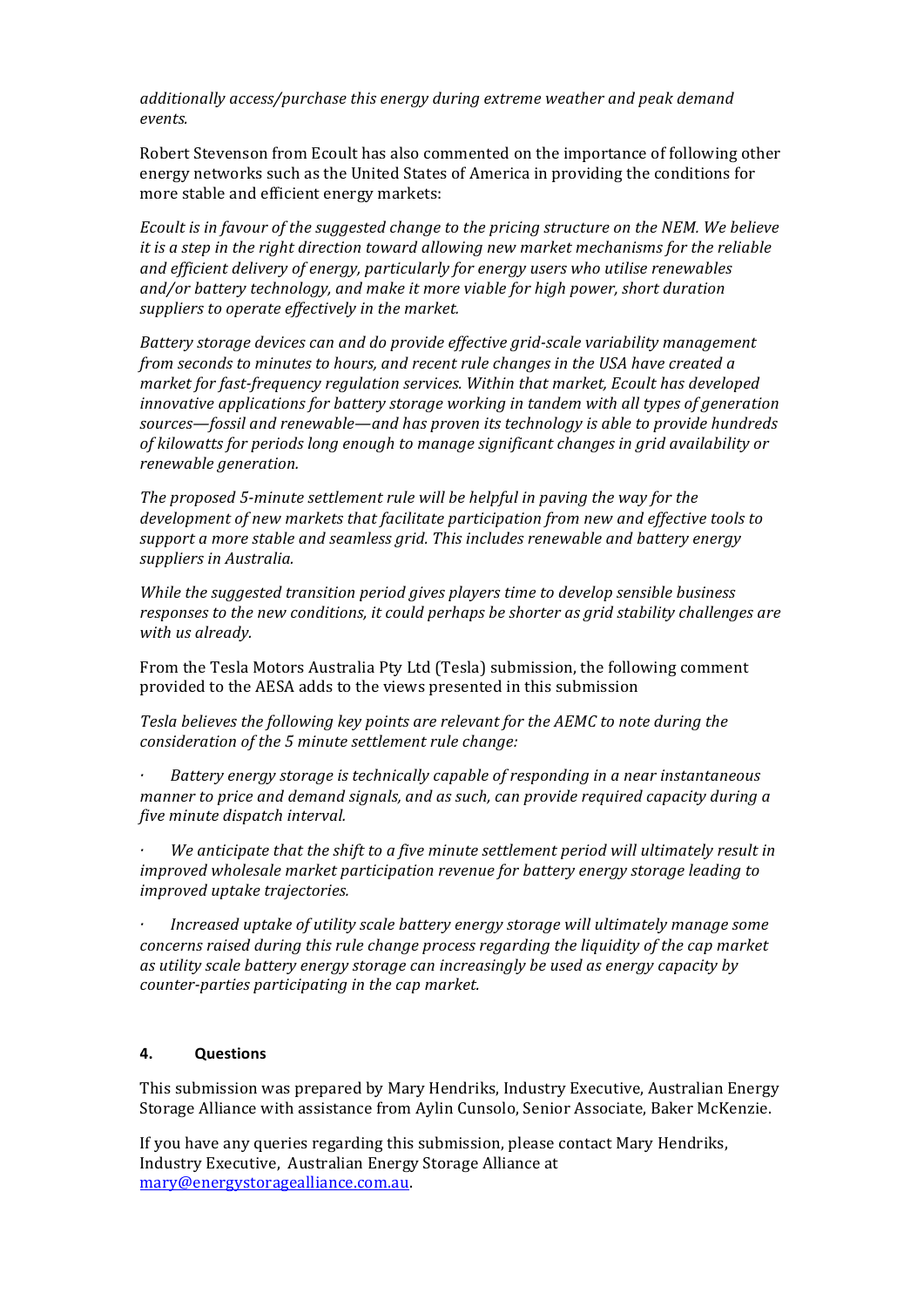*additionally access/purchase this energy during extreme weather and peak demand events.*

Robert Stevenson from Ecoult has also commented on the importance of following other energy networks such as the United States of America in providing the conditions for more stable and efficient energy markets:

*Ecoult is in favour of the suggested change to the pricing structure on the NEM. We believe it is a step in the right direction toward allowing new market mechanisms for the reliable and efficient delivery of energy, particularly for energy users who utilise renewables and/or battery technology, and make it more viable for high power, short duration suppliers to operate effectively in the market.*

*Battery storage devices can and do provide effective grid-scale variability management from seconds to minutes to hours, and recent rule changes in the USA have created a market for fast-frequency regulation services. Within that market, Ecoult has developed innovative applications for battery storage working in tandem with all types of generation sources—fossil and renewable—and has proven its technology is able to provide hundreds of kilowatts for periods long enough to manage significant changes in grid availability or renewable generation.*

*The proposed 5-minute settlement rule will be helpful in paving the way for the development of new markets that facilitate participation from new and effective tools to support a more stable and seamless grid. This includes renewable and battery energy suppliers in Australia.*

*While the suggested transition period gives players time to develop sensible business responses to the new conditions, it could perhaps be shorter as grid stability challenges are with us already.*

From the Tesla Motors Australia Pty Ltd (Tesla) submission, the following comment provided to the AESA adds to the views presented in this submission

*Tesla believes the following key points are relevant for the AEMC to note during the consideration of the 5 minute settlement rule change:*

- *Battery energy storage is technically capable of responding in a near instantaneous manner to price and demand signals, and as such, can provide required capacity during a five minute dispatch interval.*
- *We anticipate that the shift to a five minute settlement period will ultimately result in improved wholesale market participation revenue for battery energy storage leading to improved uptake trajectories.*
- *Increased uptake of utility scale battery energy storage will ultimately manage some concerns raised during this rule change process regarding the liquidity of the cap market as utility scale battery energy storage can increasingly be used as energy capacity by counter-parties participating in the cap market.*

## 4. Questions

This submission was prepared by Mary Hendriks, Industry Executive, Australian Energy Storage Alliance with assistance from Aylin Cunsolo, Senior Associate, Baker McKenzie.

If you have any queries regarding this submission, please contact Mary Hendriks, Industry Executive, Australian Energy Storage Alliance at mary@energystoragealliance.com.au.